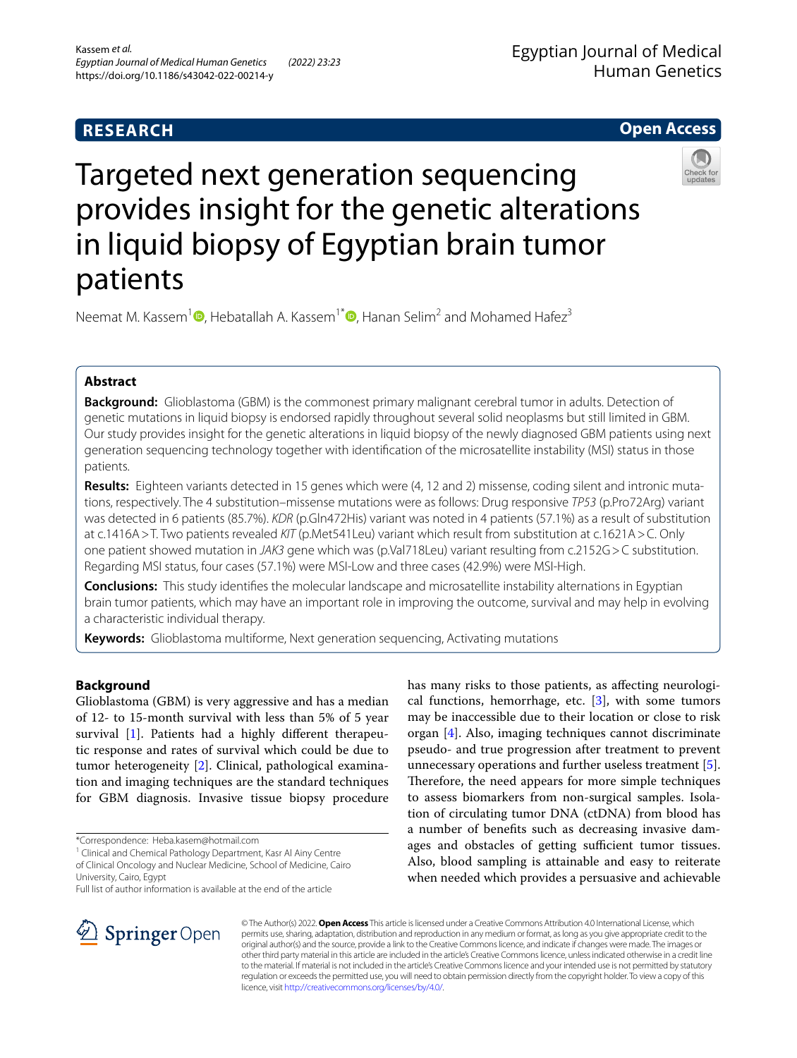RESEARCH

Open Access

# Targeted next generation sequencing provides insight for the genetic alterations in liquid biopsy of Egyptian brain tumor patients

Neemat M. Kassem[1], Hebatallah A. Kassem[1*], Hanan Selim[2] and Mohamed Hafez[3]

## Abstract

**Background:** Glioblastoma (GBM) is the commonest primary malignant cerebral tumor in adults. Detection of genetic mutations in liquid biopsy is endorsed rapidly throughout several solid neoplasms but still limited in GBM. Our study provides insight for the genetic alterations in liquid biopsy of the newly diagnosed GBM patients using next generation sequencing technology together with identification of the microsatellite instability (MSI) status in those patients.

**Results:** Eighteen variants detected in 15 genes which were (4, 12 and 2) missense, coding silent and intronic mutations, respectively. The 4 substitution–missense mutations were as follows: Drug responsive *TP53* (p.Pro72Arg) variant was detected in 6 patients (85.7%). *KDR* (p.Gln472His) variant was noted in 4 patients (57.1%) as a result of substitution at c.1416A > T. Two patients revealed *KIT* (p.Met541Leu) variant which result from substitution at c.1621A > C. Only one patient showed mutation in *JAK3* gene which was (p.Val718Leu) variant resulting from c.2152G > C substitution. Regarding MSI status, four cases (57.1%) were MSI-Low and three cases (42.9%) were MSI-High.

**Conclusions:** This study identifies the molecular landscape and microsatellite instability alternations in Egyptian brain tumor patients, which may have an important role in improving the outcome, survival and may help in evolving a characteristic individual therapy.

**Keywords:** Glioblastoma multiforme, Next generation sequencing, Activating mutations

## Background

Glioblastoma (GBM) is very aggressive and has a median of 12- to 15-month survival with less than 5% of 5 year survival [1]. Patients had a highly different therapeutic response and rates of survival which could be due to tumor heterogeneity [2]. Clinical, pathological examination and imaging techniques are the standard techniques for GBM diagnosis. Invasive tissue biopsy procedure has many risks to those patients, as affecting neurological functions, hemorrhage, etc. [3], with some tumors may be inaccessible due to their location or close to risk organ [4]. Also, imaging techniques cannot discriminate pseudo- and true progression after treatment to prevent unnecessary operations and further useless treatment [5]. Therefore, the need appears for more simple techniques to assess biomarkers from non-surgical samples. Isolation of circulating tumor DNA (ctDNA) from blood has a number of benefits such as decreasing invasive damages and obstacles of getting sufficient tumor tissues. Also, blood sampling is attainable and easy to reiterate when needed which provides a persuasive and achievable

*Correspondence: Heba.kasem@hotmail.com

[1] Clinical and Chemical Pathology Department, Kasr Al Ainy Centre of Clinical Oncology and Nuclear Medicine, School of Medicine, Cairo University, Cairo, Egypt

Full list of author information is available at the end of the article

© The Author(s) 2022. **Open Access** This article is licensed under a Creative Commons Attribution 4.0 International License, which permits use, sharing, adaptation, distribution and reproduction in any medium or format, as long as you give appropriate credit to the original author(s) and the source, provide a link to the Creative Commons licence, and indicate if changes were made. The images or other third party material in this article are included in the article's Creative Commons licence, unless indicated otherwise in a credit line to the material. If material is not included in the article's Creative Commons licence and your intended use is not permitted by statutory regulation or exceeds the permitted use, you will need to obtain permission directly from the copyright holder. To view a copy of this licence, visit http://creativecommons.org/licenses/by/4.0/.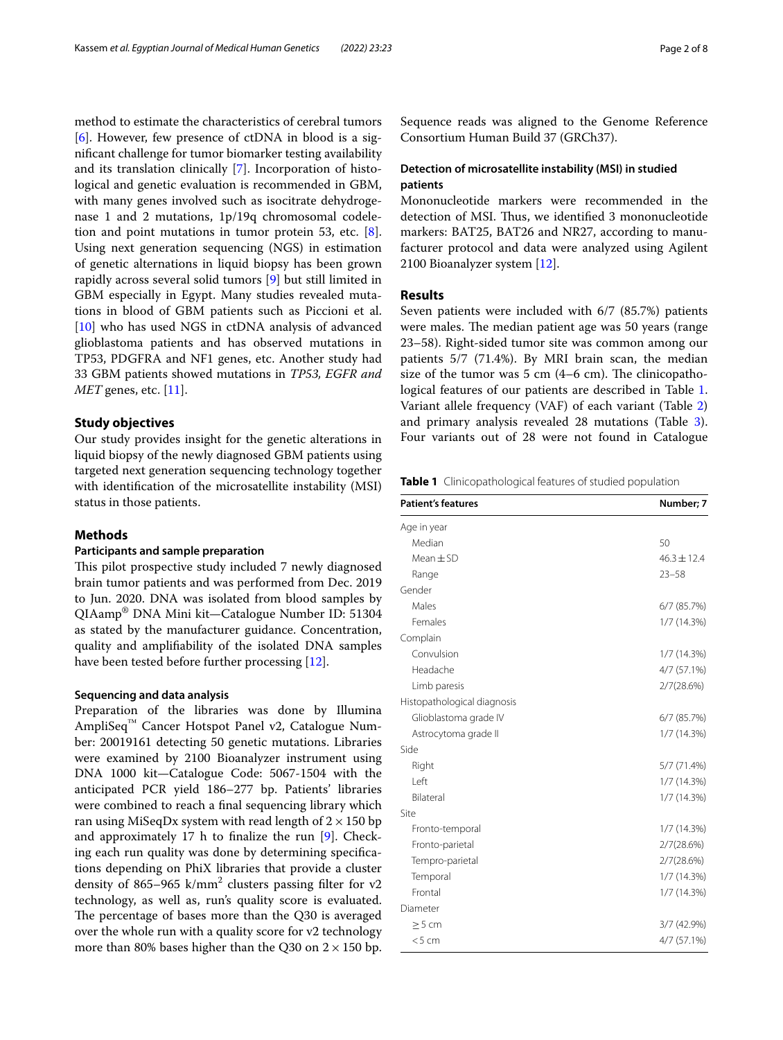method to estimate the characteristics of cerebral tumors [6]. However, few presence of ctDNA in blood is a significant challenge for tumor biomarker testing availability and its translation clinically [7]. Incorporation of histological and genetic evaluation is recommended in GBM, with many genes involved such as isocitrate dehydrogenase 1 and 2 mutations, 1p/19q chromosomal codeletion and point mutations in tumor protein 53, etc. [8]. Using next generation sequencing (NGS) in estimation of genetic alternations in liquid biopsy has been grown rapidly across several solid tumors [9] but still limited in GBM especially in Egypt. Many studies revealed mutations in blood of GBM patients such as Piccioni et al. [10] who has used NGS in ctDNA analysis of advanced glioblastoma patients and has observed mutations in TP53, PDGFRA and NF1 genes, etc. Another study had 33 GBM patients showed mutations in *TP53, EGFR and MET* genes, etc. [11].

## Study objectives

Our study provides insight for the genetic alterations in liquid biopsy of the newly diagnosed GBM patients using targeted next generation sequencing technology together with identification of the microsatellite instability (MSI) status in those patients.

## Methods

### Participants and sample preparation

This pilot prospective study included 7 newly diagnosed brain tumor patients and was performed from Dec. 2019 to Jun. 2020. DNA was isolated from blood samples by QIAamp® DNA Mini kit—Catalogue Number ID: 51304 as stated by the manufacturer guidance. Concentration, quality and amplifiability of the isolated DNA samples have been tested before further processing [12].

### Sequencing and data analysis

Preparation of the libraries was done by Illumina AmpliSeq™ Cancer Hotspot Panel v2, Catalogue Number: 20019161 detecting 50 genetic mutations. Libraries were examined by 2100 Bioanalyzer instrument using DNA 1000 kit—Catalogue Code: 5067-1504 with the anticipated PCR yield 186–277 bp. Patients' libraries were combined to reach a final sequencing library which ran using MiSeqDx system with read length of $2 \times 150$ bp and approximately 17 h to finalize the run [9]. Checking each run quality was done by determining specifications depending on PhiX libraries that provide a cluster density of 865–965 k/mm$^2$ clusters passing filter for v2 technology, as well as, run's quality score is evaluated. The percentage of bases more than the Q30 is averaged over the whole run with a quality score for v2 technology more than 80% bases higher than the Q30 on $2 \times 150$ bp. Sequence reads was aligned to the Genome Reference Consortium Human Build 37 (GRCh37).

### Detection of microsatellite instability (MSI) in studied patients

Mononucleotide markers were recommended in the detection of MSI. Thus, we identified 3 mononucleotide markers: BAT25, BAT26 and NR27, according to manufacturer protocol and data were analyzed using Agilent 2100 Bioanalyzer system [12].

## Results

Seven patients were included with 6/7 (85.7%) patients were males. The median patient age was 50 years (range 23–58). Right-sided tumor site was common among our patients 5/7 (71.4%). By MRI brain scan, the median size of the tumor was 5 cm (4–6 cm). The clinicopathological features of our patients are described in Table 1. Variant allele frequency (VAF) of each variant (Table 2) and primary analysis revealed 28 mutations (Table 3). Four variants out of 28 were not found in Catalogue

**Table 1** Clinicopathological features of studied population

| Patient's features | Number; 7 |
|---|---|
| Age in year | |
| Median | 50 |
| Mean ± SD | 46.3 ± 12.4 |
| Range | 23–58 |
| Gender | |
| Males | 6/7 (85.7%) |
| Females | 1/7 (14.3%) |
| Complain | |
| Convulsion | 1/7 (14.3%) |
| Headache | 4/7 (57.1%) |
| Limb paresis | 2/7(28.6%) |
| Histopathological diagnosis | |
| Glioblastoma grade IV | 6/7 (85.7%) |
| Astrocytoma grade II | 1/7 (14.3%) |
| Side | |
| Right | 5/7 (71.4%) |
| Left | 1/7 (14.3%) |
| Bilateral | 1/7 (14.3%) |
| Site | |
| Fronto-temporal | 1/7 (14.3%) |
| Fronto-parietal | 2/7(28.6%) |
| Tempro-parietal | 2/7(28.6%) |
| Temporal | 1/7 (14.3%) |
| Frontal | 1/7 (14.3%) |
| Diameter | |
| ≥ 5 cm | 3/7 (42.9%) |
| < 5 cm | 4/7 (57.1%) |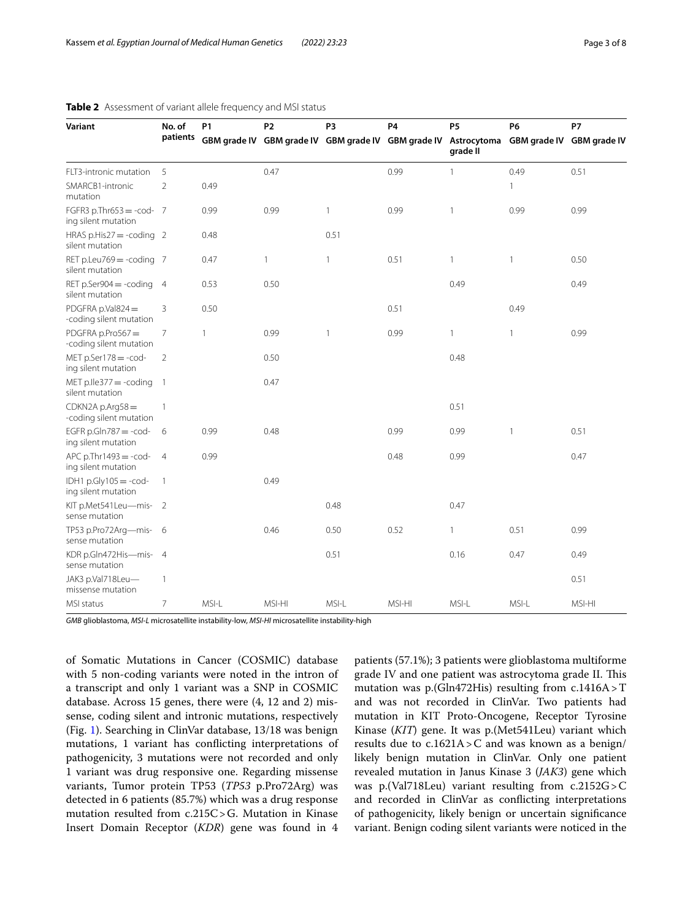**Table 2** Assessment of variant allele frequency and MSI status

| Variant | No. of patients | P1 | P2 | P3 | P4 | P5 | P6 | P7 |
|---|---|---|---|---|---|---|---|---|
| | | GBM grade IV | GBM grade IV | GBM grade IV | GBM grade IV | Astrocytoma grade II | GBM grade IV | GBM grade IV |
| FLT3-intronic mutation | 5 | | 0.47 | | 0.99 | 1 | 0.49 | 0.51 |
| SMARCB1-intronic mutation | 2 | 0.49 | | | | | 1 | |
| FGFR3 p.Thr653 = -coding silent mutation | 7 | 0.99 | 0.99 | 1 | 0.99 | 1 | 0.99 | 0.99 |
| HRAS p.His27 = -coding silent mutation | 2 | 0.48 | | 0.51 | | | | |
| RET p.Leu769 = -coding silent mutation | 7 | 0.47 | 1 | 1 | 0.51 | 1 | 1 | 0.50 |
| RET p.Ser904 = -coding silent mutation | 4 | 0.53 | 0.50 | | | 0.49 | | 0.49 |
| PDGFRA p.Val824 = -coding silent mutation | 3 | 0.50 | | | 0.51 | | 0.49 | |
| PDGFRA p.Pro567 = -coding silent mutation | 7 | 1 | 0.99 | 1 | 0.99 | 1 | 1 | 0.99 |
| MET p.Ser178 = -coding silent mutation | 2 | | 0.50 | | | 0.48 | | |
| MET p.Ile377 = -coding silent mutation | 1 | | 0.47 | | | | | |
| CDKN2A p.Arg58 = -coding silent mutation | 1 | | | | | 0.51 | | |
| EGFR p.Gln787 = -coding silent mutation | 6 | 0.99 | 0.48 | | 0.99 | 0.99 | 1 | 0.51 |
| APC p.Thr1493 = -coding silent mutation | 4 | 0.99 | | | 0.48 | 0.99 | | 0.47 |
| IDH1 p.Gly105 = -coding silent mutation | 1 | | 0.49 | | | | | |
| KIT p.Met541Leu—missense mutation | 2 | | | 0.48 | | 0.47 | | |
| TP53 p.Pro72Arg—missense mutation | 6 | | 0.46 | 0.50 | 0.52 | 1 | 0.51 | 0.99 |
| KDR p.Gln472His—missense mutation | 4 | | | 0.51 | | 0.16 | 0.47 | 0.49 |
| JAK3 p.Val718Leu—missense mutation | 1 | | | | | | | 0.51 |
| MSI status | 7 | MSI-L | MSI-HI | MSI-L | MSI-HI | MSI-L | MSI-L | MSI-HI |

*GMB* glioblastoma, *MSI-L* microsatellite instability-low, *MSI-HI* microsatellite instability-high

of Somatic Mutations in Cancer (COSMIC) database with 5 non-coding variants were noted in the intron of a transcript and only 1 variant was a SNP in COSMIC database. Across 15 genes, there were (4, 12 and 2) missense, coding silent and intronic mutations, respectively (Fig. 1). Searching in ClinVar database, 13/18 was benign mutations, 1 variant has conflicting interpretations of pathogenicity, 3 mutations were not recorded and only 1 variant was drug responsive one. Regarding missense variants, Tumor protein TP53 (*TP53* p.Pro72Arg) was detected in 6 patients (85.7%) which was a drug response mutation resulted from c.215C > G. Mutation in Kinase Insert Domain Receptor (*KDR*) gene was found in 4 patients (57.1%); 3 patients were glioblastoma multiforme grade IV and one patient was astrocytoma grade II. This mutation was p.(Gln472His) resulting from c.1416A > T and was not recorded in ClinVar. Two patients had mutation in KIT Proto-Oncogene, Receptor Tyrosine Kinase (*KIT*) gene. It was p.(Met541Leu) variant which results due to c.1621A > C and was known as a benign/likely benign mutation in ClinVar. Only one patient revealed mutation in Janus Kinase 3 (*JAK3*) gene which was p.(Val718Leu) variant resulting from c.2152G > C and recorded in ClinVar as conflicting interpretations of pathogenicity, likely benign or uncertain significance variant. Benign coding silent variants were noticed in the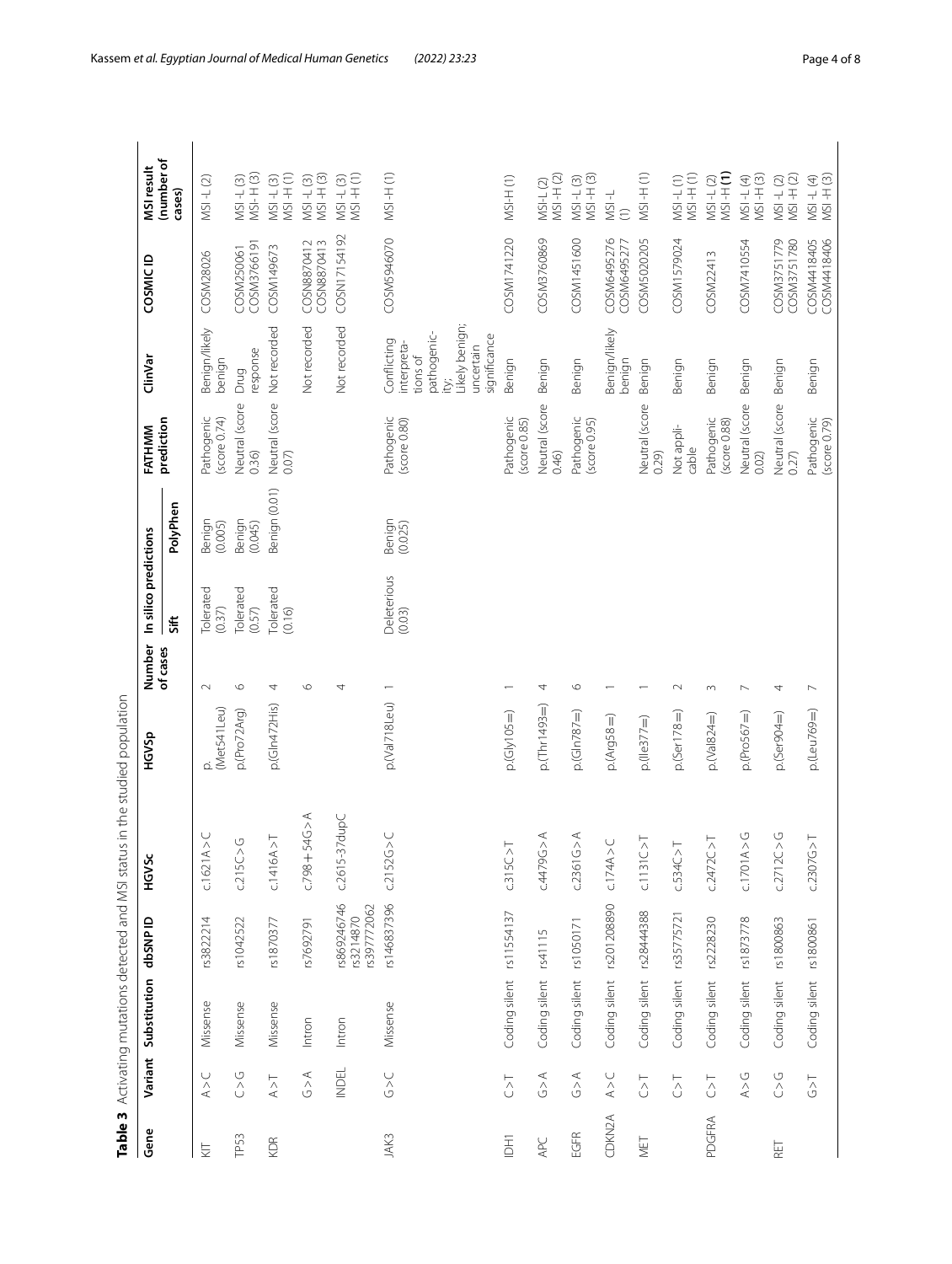**Table 3** Activating mutations detected and MSI status in the studied population

| Gene | Variant | Substitution | dbSNP ID | HGVSc | HGVSp | Number of cases | In silico predictions | | FATHMM prediction | ClinVar | COSMIC ID | MSI result (number of cases) |
|---|---|---|---|---|---|---|---|---|---|---|---|---|
| | | | | | | | Sift | PolyPhen | | | | |
| KIT | A > C | Missense | rs3822214 | c.1621A > C | p.(Met541Leu) | 2 | Tolerated (0.37) | Benign (0.005) | Pathogenic (score 0.74) | Benign/likely benign | COSM28026 | MSI-L (2) |
| TP53 | C > G | Missense | rs1042522 | c.215C > G | p.(Pro72Arg) | 6 | Tolerated (0.57) | Benign (0.045) | Neutral (score 0.36) | Drug response | COSM250061 COSM3766191 | MSI-L (3) MSI-H (3) |
| KDR | A > T | Missense | rs1870377 | c.1416A > T | p.(Gln472His) | 4 | Tolerated (0.16) | Benign (0.01) | Neutral (score 0.07) | Not recorded | COSM149673 | MSI-L (3) MSI-H (1) |
| | G > A | Intron | rs7692791 | c.798 + 54G > A | | 6 | | | | Not recorded | COSN8870412 COSN8870413 | MSI-L (3) MSI-H (3) |
| | INDEL | Intron | rs869246746 rs3214870 rs397772062 | c.2615-37dupC | | 4 | | | | Not recorded | COSN17154192 | MSI-L (3) MSI-H (1) |
| JAK3 | G > C | Missense | rs146837396 | c.2152G > C | p.(Val718Leu) | 1 | Deleterious (0.03) | Benign (0.025) | Pathogenic (score 0.80) | Conflicting interpretations of pathogenicity; Likely benign; uncertain significance | COSM5946070 | MSI-H (1) |
| IDH1 | C > T | Coding silent | rs11554137 | c.315C > T | p.(Gly105=) | 1 | | | Pathogenic (score 0.85) | Benign | COSM1741220 | MSI-H (1) |
| APC | G > A | Coding silent | rs41115 | c.4479G > A | p.(Thr1493=) | 4 | | | Neutral (score 0.46) | Benign | COSM3760869 | MSI-L (2) MSI-H (2) |
| EGFR | G > A | Coding silent | rs1050171 | c.2361G > A | p.(Gln787=) | 6 | | | Pathogenic (score 0.95) | Benign | COSM1451600 | MSI-L (3) MSI-H (3) |
| CDKN2A | A > C | Coding silent | rs201208890 | c.174A > C | p.(Arg58=) | 1 | | | | Benign/likely benign | COSM6495276 COSM6495277 | MSI-L (1) |
| MET | C > T | Coding silent | rs28444388 | c.1131C > T | p.(Ile377=) | 1 | | | Neutral (score 0.29) | Benign | COSM5020205 | MSI-H (1) |
| | C > T | Coding silent | rs35775721 | c.534C > T | p.(Ser178=) | 2 | | | Not applicable | Benign | COSM1579024 | MSI-L (1) MSI-H (1) |
| PDGFRA | C > T | Coding silent | rs2228230 | c.2472C > T | p.(Val824=) | 3 | | | Pathogenic (score 0.88) | Benign | COSM22413 | MSI-L (2) MSI-H **(1)** |
| | A > G | Coding silent | rs1873778 | c.1701A > G | p.(Pro567=) | 7 | | | Neutral (score 0.02) | Benign | COSM7410554 | MSI-L (4) MSI-H (3) |
| RET | C > G | Coding silent | rs1800863 | c.2712C > G | p.(Ser904=) | 4 | | | Neutral (score 0.27) | Benign | COSM3751779 COSM3751780 | MSI-L (2) MSI-H (2) |
| | G > T | Coding silent | rs1800861 | c.2307G > T | p.(Leu769=) | 7 | | | Pathogenic (score 0.79) | Benign | COSM4418405 COSM4418406 | MSI-L (4) MSI-H (3) |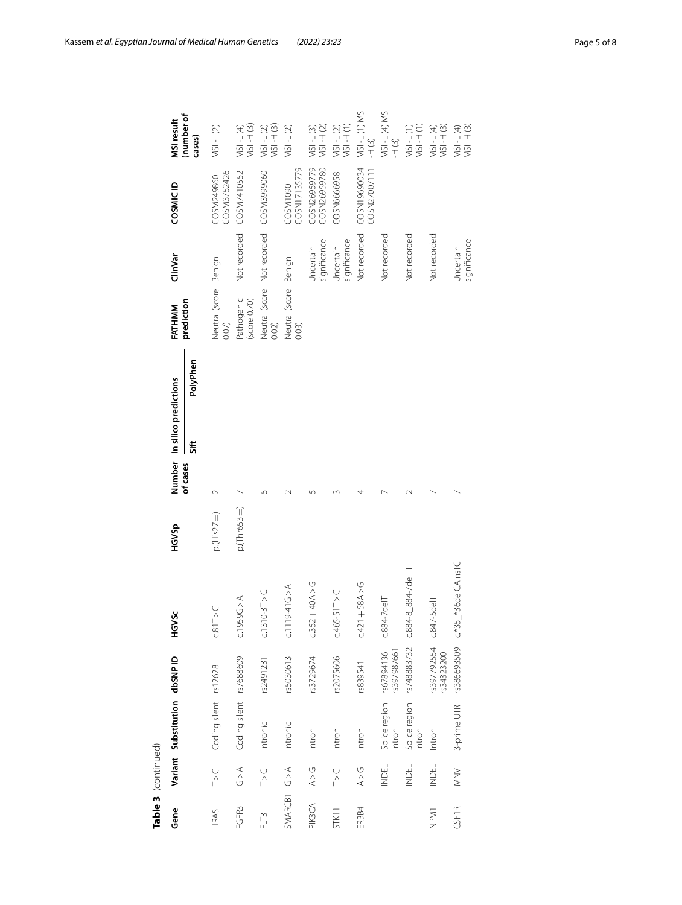**Table 3** (continued)

| Gene | Variant | Substitution | dbSNP ID | HGVSc | HGVSp | Number of cases | In silico predictions | | FATHMM prediction | ClinVar | COSMIC ID | MSI result (number of cases) |
|---|---|---|---|---|---|---|---|---|---|---|---|---|
| | | | | | | | Sift | PolyPhen | | | | |
| HRAS | T>C | Coding silent | rs12628 | c.81T>C | p.(His27=) | 2 | | | Neutral (score 0.07) | Benign | COSM249860 COSM3752426 | MSI-L (2) |
| FGFR3 | G>A | Coding silent | rs7688609 | c.1959G>A | p.(Thr653=) | 7 | | | Pathogenic (score 0.70) | Not recorded | COSM7410552 | MSI-L (4) MSI-H (3) |
| FLT3 | T>C | Intronic | rs2491231 | c.1310-3T>C | | 5 | | | Neutral (score 0.02) | Not recorded | COSM3999060 | MSI-L (2) MSI-H (3) |
| SMARCB1 | G>A | Intronic | rs5030613 | c.1119-41G>A | | 2 | | | Neutral (score 0.03) | Benign | COSM1090 COSN17135779 | MSI-L (2) |
| PIK3CA | A>G | Intron | rs3729674 | c.352+40A>G | | 5 | | | | Uncertain significance | COSN26959779 COSN26959780 | MSI-L (3) MSI-H (2) |
| STK11 | T>C | Intron | rs2075606 | c.465-51T>C | | 3 | | | | Uncertain significance | COSN6666958 | MSI-L (2) MSI-H (1) |
| ERBB4 | A>G | Intron | rs839541 | c.421+58A>G | | 4 | | | | Not recorded | COSN19690034 COSN27007111 | MSI-L (1) MSI-H (3) |
| | INDEL | Splice region Intron | rs67894136 rs397987661 | c.884-7delT | | 7 | | | | Not recorded | | MSI-L (4) MSI-H (3) |
| | INDEL | Splice region Intron | rs748883732 | c.884-8_884-7delTT | | 2 | | | | Not recorded | | MSI-L (1) MSI-H (1) |
| NPM1 | INDEL | Intron | rs397792554 rs34323200 | c.847-5delT | | 7 | | | | Not recorded | | MSI-L (4) MSI-H (3) |
| CSF1R | MNV | 3-prime UTR | rs386693509 | c.*35_*36delCAinsTC | | 7 | | | | Uncertain significance | | MSI-L (4) MSI-H (3) |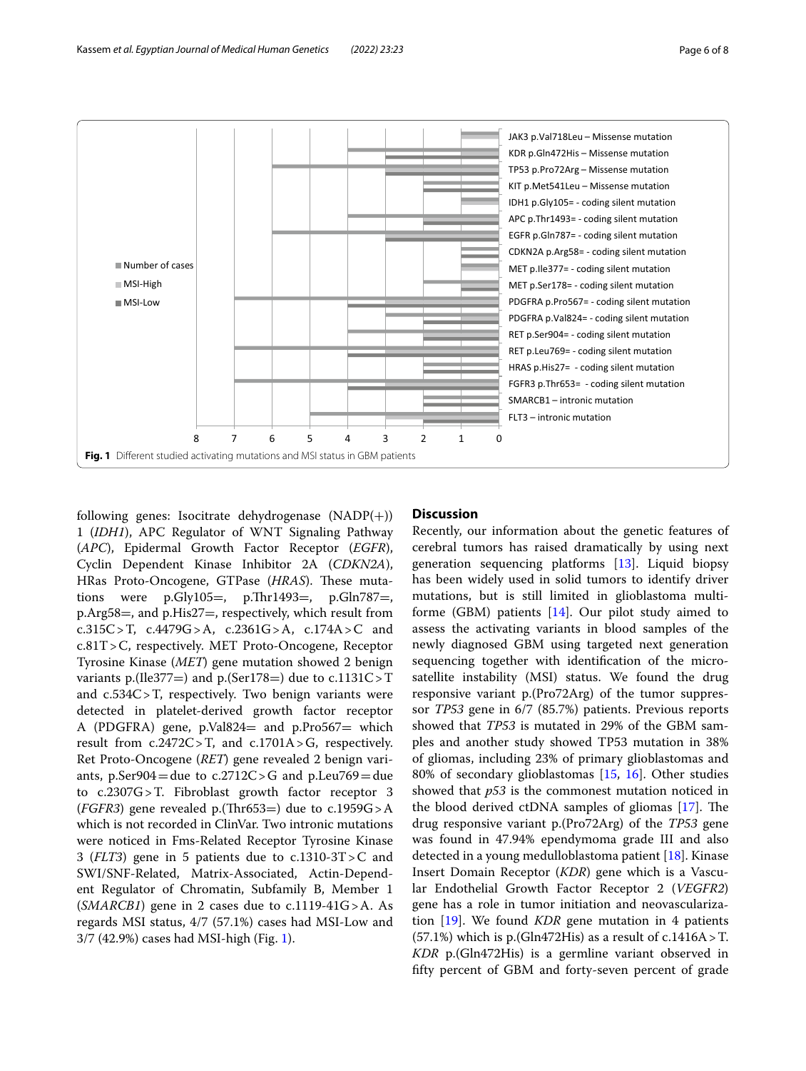Fig. 1 Different studied activating mutations and MSI status in GBM patients

following genes: Isocitrate dehydrogenase (NADP(+)) 1 (*IDH1*), APC Regulator of WNT Signaling Pathway (*APC*), Epidermal Growth Factor Receptor (*EGFR*), Cyclin Dependent Kinase Inhibitor 2A (*CDKN2A*), HRas Proto-Oncogene, GTPase (*HRAS*). These mutations were p.Gly105=, p.Thr1493=, p.Gln787=, p.Arg58=, and p.His27=, respectively, which result from c.315C > T, c.4479G > A, c.2361G > A, c.174A > C and c.81T > C, respectively. MET Proto-Oncogene, Receptor Tyrosine Kinase (*MET*) gene mutation showed 2 benign variants p.(Ile377=) and p.(Ser178=) due to c.1131C > T and c.534C > T, respectively. Two benign variants were detected in platelet-derived growth factor receptor A (PDGFRA) gene, p.Val824= and p.Pro567= which result from c.2472C > T, and c.1701A > G, respectively. Ret Proto-Oncogene (*RET*) gene revealed 2 benign variants, p.Ser904 = due to c.2712C > G and p.Leu769 = due to c.2307G > T. Fibroblast growth factor receptor 3 (*FGFR3*) gene revealed p.(Thr653=) due to c.1959G > A which is not recorded in ClinVar. Two intronic mutations were noticed in Fms-Related Receptor Tyrosine Kinase 3 (*FLT3*) gene in 5 patients due to c.1310-3T > C and SWI/SNF-Related, Matrix-Associated, Actin-Dependent Regulator of Chromatin, Subfamily B, Member 1 (*SMARCB1*) gene in 2 cases due to c.1119-41G > A. As regards MSI status, 4/7 (57.1%) cases had MSI-Low and 3/7 (42.9%) cases had MSI-high (Fig. 1).

## Discussion

Recently, our information about the genetic features of cerebral tumors has raised dramatically by using next generation sequencing platforms [13]. Liquid biopsy has been widely used in solid tumors to identify driver mutations, but is still limited in glioblastoma multiforme (GBM) patients [14]. Our pilot study aimed to assess the activating variants in blood samples of the newly diagnosed GBM using targeted next generation sequencing together with identification of the microsatellite instability (MSI) status. We found the drug responsive variant p.(Pro72Arg) of the tumor suppressor *TP53* gene in 6/7 (85.7%) patients. Previous reports showed that *TP53* is mutated in 29% of the GBM samples and another study showed TP53 mutation in 38% of gliomas, including 23% of primary glioblastomas and 80% of secondary glioblastomas [15, 16]. Other studies showed that *p53* is the commonest mutation noticed in the blood derived ctDNA samples of gliomas [17]. The drug responsive variant p.(Pro72Arg) of the *TP53* gene was found in 47.94% ependymoma grade III and also detected in a young medulloblastoma patient [18]. Kinase Insert Domain Receptor (*KDR*) gene which is a Vascular Endothelial Growth Factor Receptor 2 (*VEGFR2*) gene has a role in tumor initiation and neovascularization [19]. We found *KDR* gene mutation in 4 patients (57.1%) which is p.(Gln472His) as a result of c.1416A > T. *KDR* p.(Gln472His) is a germline variant observed in fifty percent of GBM and forty-seven percent of grade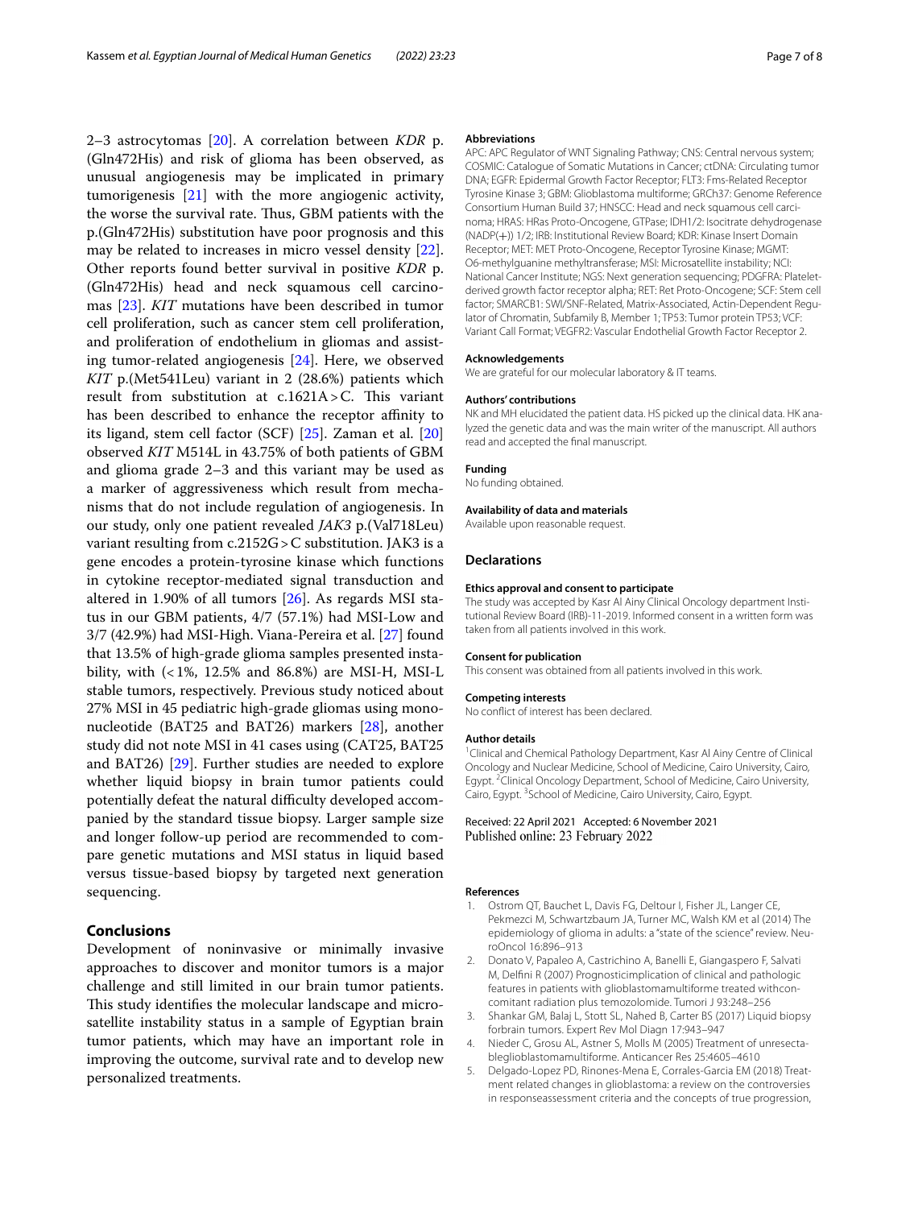2–3 astrocytomas [20]. A correlation between *KDR* p.(Gln472His) and risk of glioma has been observed, as unusual angiogenesis may be implicated in primary tumorigenesis [21] with the more angiogenic activity, the worse the survival rate. Thus, GBM patients with the p.(Gln472His) substitution have poor prognosis and this may be related to increases in micro vessel density [22]. Other reports found better survival in positive *KDR* p.(Gln472His) head and neck squamous cell carcinomas [23]. *KIT* mutations have been described in tumor cell proliferation, such as cancer stem cell proliferation, and proliferation of endothelium in gliomas and assisting tumor-related angiogenesis [24]. Here, we observed *KIT* p.(Met541Leu) variant in 2 (28.6%) patients which result from substitution at c.1621A > C. This variant has been described to enhance the receptor affinity to its ligand, stem cell factor (SCF) [25]. Zaman et al. [20] observed *KIT* M514L in 43.75% of both patients of GBM and glioma grade 2–3 and this variant may be used as a marker of aggressiveness which result from mechanisms that do not include regulation of angiogenesis. In our study, only one patient revealed *JAK3* p.(Val718Leu) variant resulting from c.2152G > C substitution. JAK3 is a gene encodes a protein-tyrosine kinase which functions in cytokine receptor-mediated signal transduction and altered in 1.90% of all tumors [26]. As regards MSI status in our GBM patients, 4/7 (57.1%) had MSI-Low and 3/7 (42.9%) had MSI-High. Viana-Pereira et al. [27] found that 13.5% of high-grade glioma samples presented instability, with (< 1%, 12.5% and 86.8%) are MSI-H, MSI-L stable tumors, respectively. Previous study noticed about 27% MSI in 45 pediatric high-grade gliomas using mononucleotide (BAT25 and BAT26) markers [28], another study did not note MSI in 41 cases using (CAT25, BAT25 and BAT26) [29]. Further studies are needed to explore whether liquid biopsy in brain tumor patients could potentially defeat the natural difficulty developed accompanied by the standard tissue biopsy. Larger sample size and longer follow-up period are recommended to compare genetic mutations and MSI status in liquid based versus tissue-based biopsy by targeted next generation sequencing.

## Conclusions

Development of noninvasive or minimally invasive approaches to discover and monitor tumors is a major challenge and still limited in our brain tumor patients. This study identifies the molecular landscape and microsatellite instability status in a sample of Egyptian brain tumor patients, which may have an important role in improving the outcome, survival rate and to develop new personalized treatments.

#### Abbreviations

APC: APC Regulator of WNT Signaling Pathway; CNS: Central nervous system; COSMIC: Catalogue of Somatic Mutations in Cancer; ctDNA: Circulating tumor DNA; EGFR: Epidermal Growth Factor Receptor; FLT3: Fms-Related Receptor Tyrosine Kinase 3; GBM: Glioblastoma multiforme; GRCh37: Genome Reference Consortium Human Build 37; HNSCC: Head and neck squamous cell carcinoma; HRAS: HRas Proto-Oncogene, GTPase; IDH1/2: Isocitrate dehydrogenase (NADP(+)) 1/2; IRB: Institutional Review Board; KDR: Kinase Insert Domain Receptor; MET: MET Proto-Oncogene, Receptor Tyrosine Kinase; MGMT: O6-methylguanine methyltransferase; MSI: Microsatellite instability; NCI: National Cancer Institute; NGS: Next generation sequencing; PDGFRA: Platelet-derived growth factor receptor alpha; RET: Ret Proto-Oncogene; SCF: Stem cell factor; SMARCB1: SWI/SNF-Related, Matrix-Associated, Actin-Dependent Regulator of Chromatin, Subfamily B, Member 1; TP53: Tumor protein TP53; VCF: Variant Call Format; VEGFR2: Vascular Endothelial Growth Factor Receptor 2.

#### Acknowledgements

We are grateful for our molecular laboratory & IT teams.

#### Authors' contributions

NK and MH elucidated the patient data. HS picked up the clinical data. HK analyzed the genetic data and was the main writer of the manuscript. All authors read and accepted the final manuscript.

#### Funding

No funding obtained.

#### Availability of data and materials

Available upon reasonable request.

### Declarations

#### Ethics approval and consent to participate

The study was accepted by Kasr Al Ainy Clinical Oncology department Institutional Review Board (IRB)-11-2019. Informed consent in a written form was taken from all patients involved in this work.

#### Consent for publication

This consent was obtained from all patients involved in this work.

#### Competing interests

No conflict of interest has been declared.

#### Author details

[1] Clinical and Chemical Pathology Department, Kasr Al Ainy Centre of Clinical Oncology and Nuclear Medicine, School of Medicine, Cairo University, Cairo, Egypt. [2] Clinical Oncology Department, School of Medicine, Cairo University, Cairo, Egypt. [3] School of Medicine, Cairo University, Cairo, Egypt.

Received: 22 April 2021 Accepted: 6 November 2021
Published online: 23 February 2022

#### References

1. Ostrom QT, Bauchet L, Davis FG, Deltour I, Fisher JL, Langer CE, Pekmezci M, Schwartzbaum JA, Turner MC, Walsh KM et al (2014) The epidemiology of glioma in adults: a "state of the science" review. NeuroOncol 16:896–913
2. Donato V, Papaleo A, Castrichino A, Banelli E, Giangaspero F, Salvati M, Delfini R (2007) Prognosticimplication of clinical and pathologic features in patients with glioblastomamultiforme treated withconcomitant radiation plus temozolomide. Tumori J 93:248–256
3. Shankar GM, Balaj L, Stott SL, Nahed B, Carter BS (2017) Liquid biopsy forbrain tumors. Expert Rev Mol Diagn 17:943–947
4. Nieder C, Grosu AL, Astner S, Molls M (2005) Treatment of unresectableglioblastomamultiforme. Anticancer Res 25:4605–4610
5. Delgado-Lopez PD, Rinones-Mena E, Corrales-Garcia EM (2018) Treatment related changes in glioblastoma: a review on the controversies in responseassessment criteria and the concepts of true progression,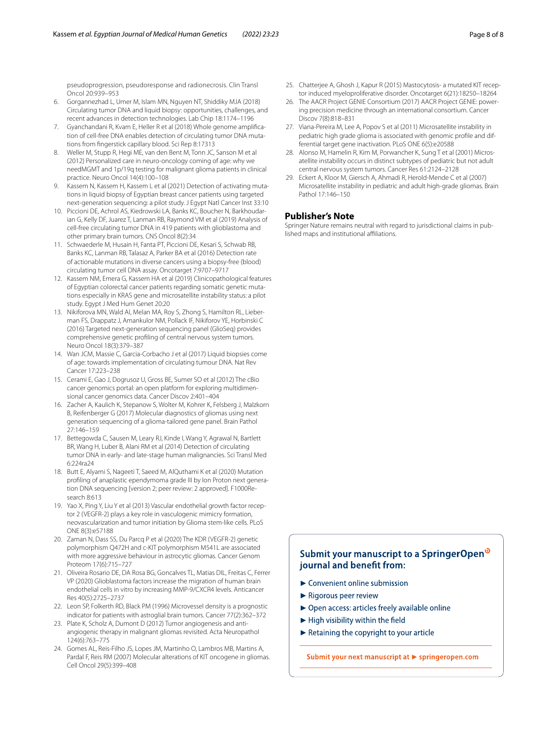pseudoprogression, pseudoresponse and radionecrosis. Clin Transl Oncol 20:939–953

6. Gorgannezhad L, Umer M, Islam MN, Nguyen NT, Shiddiky MJA (2018) Circulating tumor DNA and liquid biopsy: opportunities, challenges, and recent advances in detection technologies. Lab Chip 18:1174–1196
7. Gyanchandani R, Kvam E, Heller R et al (2018) Whole genome amplification of cell-free DNA enables detection of circulating tumor DNA mutations from fingerstick capillary blood. Sci Rep 8:17313
8. Weller M, Stupp R, Hegi ME, van den Bent M, Tonn JC, Sanson M et al (2012) Personalized care in neuro-oncology coming of age: why we needMGMT and 1p/19q testing for malignant glioma patients in clinical practice. Neuro Oncol 14(4):100–108
9. Kassem N, Kassem H, Kassem L et al (2021) Detection of activating mutations in liquid biopsy of Egyptian breast cancer patients using targeted next-generation sequencing: a pilot study. J Egypt Natl Cancer Inst 33:10
10. Piccioni DE, Achrol AS, Kiedrowski LA, Banks KC, Boucher N, Barkhoudarian G, Kelly DF, Juarez T, Lanman RB, Raymond VM et al (2019) Analysis of cell-free circulating tumor DNA in 419 patients with glioblastoma and other primary brain tumors. CNS Oncol 8(2):34
11. Schwaederle M, Husain H, Fanta PT, Piccioni DE, Kesari S, Schwab RB, Banks KC, Lanman RB, Talasaz A, Parker BA et al (2016) Detection rate of actionable mutations in diverse cancers using a biopsy-free (blood) circulating tumor cell DNA assay. Oncotarget 7:9707–9717
12. Kassem NM, Emera G, Kassem HA et al (2019) Clinicopathological features of Egyptian colorectal cancer patients regarding somatic genetic mutations especially in KRAS gene and microsatellite instability status: a pilot study. Egypt J Med Hum Genet 20:20
13. Nikiforova MN, Wald AI, Melan MA, Roy S, Zhong S, Hamilton RL, Lieberman FS, Drappatz J, Amankulor NM, Pollack IF, Nikiforov YE, Horbinski C (2016) Targeted next-generation sequencing panel (GlioSeq) provides comprehensive genetic profiling of central nervous system tumors. Neuro Oncol 18(3):379–387
14. Wan JCM, Massie C, Garcia-Corbacho J et al (2017) Liquid biopsies come of age: towards implementation of circulating tumour DNA. Nat Rev Cancer 17:223–238
15. Cerami E, Gao J, Dogrusoz U, Gross BE, Sumer SO et al (2012) The cBio cancer genomics portal: an open platform for exploring multidimensional cancer genomics data. Cancer Discov 2:401–404
16. Zacher A, Kaulich K, Stepanow S, Wolter M, Kohrer K, Felsberg J, Malzkorn B, Reifenberger G (2017) Molecular diagnostics of gliomas using next generation sequencing of a glioma-tailored gene panel. Brain Pathol 27:146–159
17. Bettegowda C, Sausen M, Leary RJ, Kinde I, Wang Y, Agrawal N, Bartlett BR, Wang H, Luber B, Alani RM et al (2014) Detection of circulating tumor DNA in early- and late-stage human malignancies. Sci Transl Med 6:224ra24
18. Butt E, Alyami S, Nageeti T, Saeed M, AlQuthami K et al (2020) Mutation profiling of anaplastic ependymoma grade III by Ion Proton next generation DNA sequencing [version 2; peer review: 2 approved]. F1000Research 8:613
19. Yao X, Ping Y, Liu Y et al (2013) Vascular endothelial growth factor receptor 2 (VEGFR-2) plays a key role in vasculogenic mimicry formation, neovascularization and tumor initiation by Glioma stem-like cells. PLoS ONE 8(3):e57188
20. Zaman N, Dass SS, Du Parcq P et al (2020) The KDR (VEGFR-2) genetic polymorphism Q472H and c-KIT polymorphism M541L are associated with more aggressive behaviour in astrocytic gliomas. Cancer Genom Proteom 17(6):715–727
21. Oliveira Rosario DE, DA Rosa BG, Goncalves TL, Matias DIL, Freitas C, Ferrer VP (2020) Glioblastoma factors increase the migration of human brain endothelial cells in vitro by increasing MMP-9/CXCR4 levels. Anticancer Res 40(5):2725–2737
22. Leon SP, Folkerth RD, Black PM (1996) Microvessel density is a prognostic indicator for patients with astroglial brain tumors. Cancer 77(2):362–372
23. Plate K, Scholz A, Dumont D (2012) Tumor angiogenesis and antiangiogenic therapy in malignant gliomas revisited. Acta Neuropathol 124(6):763–775
24. Gomes AL, Reis-Filho JS, Lopes JM, Martinho O, Lambros MB, Martins A, Pardal F, Reis RM (2007) Molecular alterations of KIT oncogene in gliomas. Cell Oncol 29(5):399–408
25. Chatterjee A, Ghosh J, Kapur R (2015) Mastocytosis- a mutated KIT receptor induced myeloproliferative disorder. Oncotarget 6(21):18250–18264
26. The AACR Project GENIE Consortium (2017) AACR Project GENIE: powering precision medicine through an international consortium. Cancer Discov 7(8):818–831
27. Viana-Pereira M, Lee A, Popov S et al (2011) Microsatellite instability in pediatric high grade glioma is associated with genomic profile and differential target gene inactivation. PLoS ONE 6(5):e20588
28. Alonso M, Hamelin R, Kim M, Porwancher K, Sung T et al (2001) Microsatellite instability occurs in distinct subtypes of pediatric but not adult central nervous system tumors. Cancer Res 61:2124–2128
29. Eckert A, Kloor M, Giersch A, Ahmadi R, Herold-Mende C et al (2007) Microsatellite instability in pediatric and adult high-grade gliomas. Brain Pathol 17:146–150

## Publisher's Note

Springer Nature remains neutral with regard to jurisdictional claims in published maps and institutional affiliations.

**Submit your manuscript to a SpringerOpen journal and benefit from:**

- ► Convenient online submission
- ► Rigorous peer review
- ► Open access: articles freely available online
- ► High visibility within the field
- ► Retaining the copyright to your article

**Submit your next manuscript at ► springeropen.com**